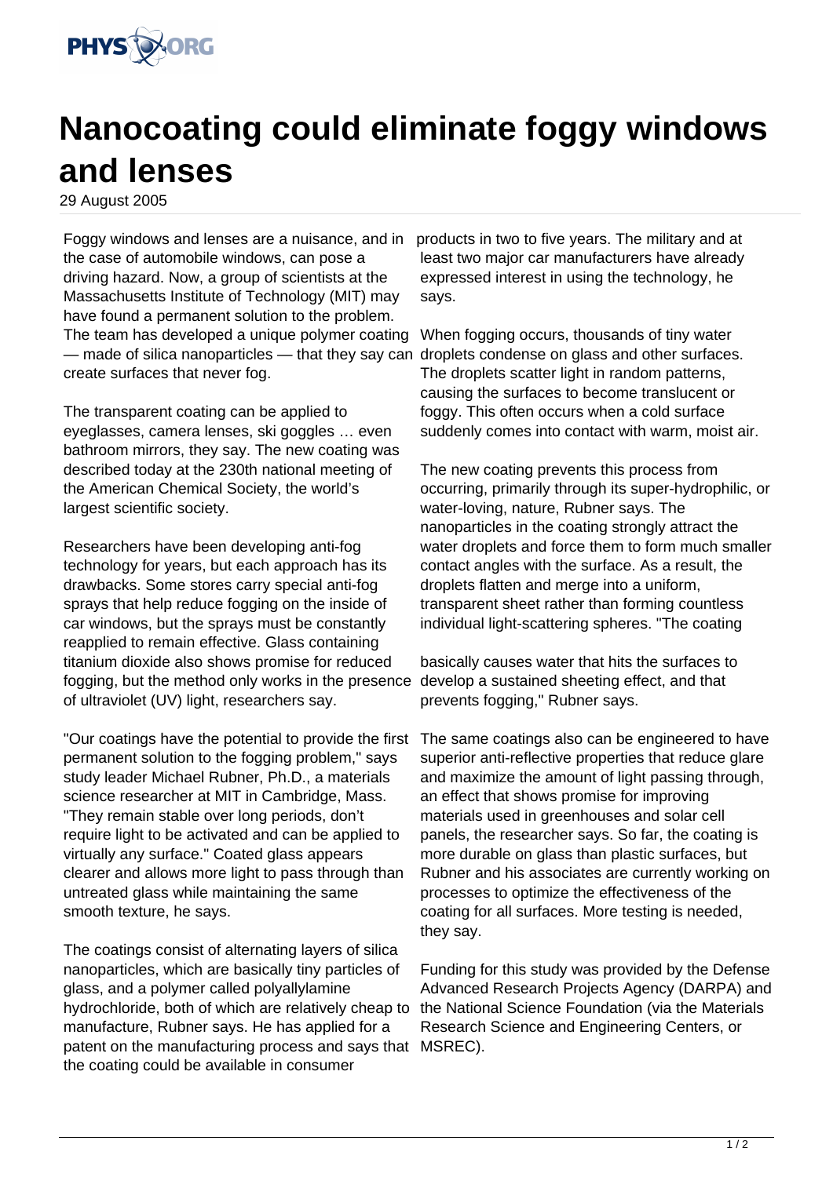# Nanocoating could eliminate foggy windows and lenses

29 August 2005

Foggy windows and lenses are a nuisance, and in the case of automobile windows, can pose a driving hazard. Now, a group of scientists at the Massachusetts Institute of Technology (MIT) may have found a permanent solution to the problem. The team has developed a unique polymer coating — made of silica nanoparticles — that they say can create surfaces that never fog.

The transparent coating can be applied to eyeglasses, camera lenses, ski goggles … even bathroom mirrors, they say. The new coating was described today at the 230th national meeting of the American Chemical Society, the world's largest scientific society.

Researchers have been developing anti-fog technology for years, but each approach has its drawbacks. Some stores carry special anti-fog sprays that help reduce fogging on the inside of car windows, but the sprays must be constantly reapplied to remain effective. Glass containing titanium dioxide also shows promise for reduced fogging, but the method only works in the presence of ultraviolet (UV) light, researchers say.

"Our coatings have the potential to provide the first permanent solution to the fogging problem," says study leader Michael Rubner, Ph.D., a materials science researcher at MIT in Cambridge, Mass. "They remain stable over long periods, don't require light to be activated and can be applied to virtually any surface." Coated glass appears clearer and allows more light to pass through than untreated glass while maintaining the same smooth texture, he says.

The coatings consist of alternating layers of silica nanoparticles, which are basically tiny particles of glass, and a polymer called polyallylamine hydrochloride, both of which are relatively cheap to manufacture, Rubner says. He has applied for a patent on the manufacturing process and says that the coating could be available in consumer products in two to five years. The military and at least two major car manufacturers have already expressed interest in using the technology, he says.

When fogging occurs, thousands of tiny water droplets condense on glass and other surfaces. The droplets scatter light in random patterns, causing the surfaces to become translucent or foggy. This often occurs when a cold surface suddenly comes into contact with warm, moist air.

The new coating prevents this process from occurring, primarily through its super-hydrophilic, or water-loving, nature, Rubner says. The nanoparticles in the coating strongly attract the water droplets and force them to form much smaller contact angles with the surface. As a result, the droplets flatten and merge into a uniform, transparent sheet rather than forming countless individual light-scattering spheres. "The coating basically causes water that hits the surfaces to develop a sustained sheeting effect, and that prevents fogging," Rubner says.

The same coatings also can be engineered to have superior anti-reflective properties that reduce glare and maximize the amount of light passing through, an effect that shows promise for improving materials used in greenhouses and solar cell panels, the researcher says. So far, the coating is more durable on glass than plastic surfaces, but Rubner and his associates are currently working on processes to optimize the effectiveness of the coating for all surfaces. More testing is needed, they say.

Funding for this study was provided by the Defense Advanced Research Projects Agency (DARPA) and the National Science Foundation (via the Materials Research Science and Engineering Centers, or MSREC).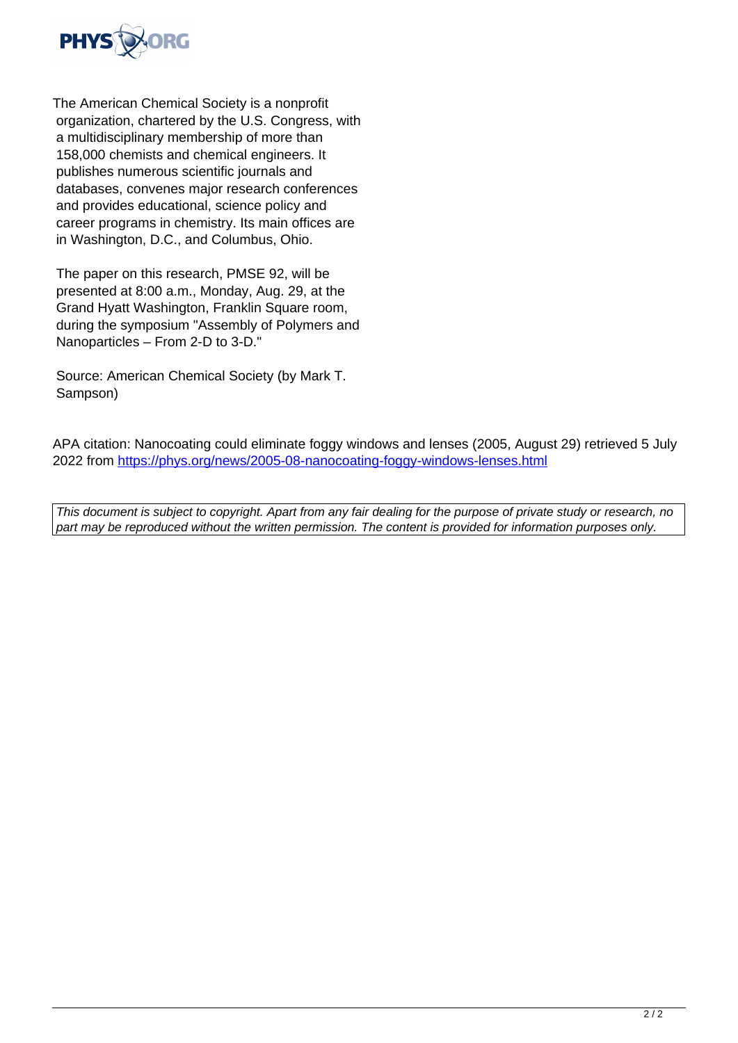The American Chemical Society is a nonprofit organization, chartered by the U.S. Congress, with a multidisciplinary membership of more than 158,000 chemists and chemical engineers. It publishes numerous scientific journals and databases, convenes major research conferences and provides educational, science policy and career programs in chemistry. Its main offices are in Washington, D.C., and Columbus, Ohio.

The paper on this research, PMSE 92, will be presented at 8:00 a.m., Monday, Aug. 29, at the Grand Hyatt Washington, Franklin Square room, during the symposium "Assembly of Polymers and Nanoparticles – From 2-D to 3-D."

Source: American Chemical Society (by Mark T. Sampson)

APA citation: Nanocoating could eliminate foggy windows and lenses (2005, August 29) retrieved 5 July 2022 from https://phys.org/news/2005-08-nanocoating-foggy-windows-lenses.html

*This document is subject to copyright. Apart from any fair dealing for the purpose of private study or research, no part may be reproduced without the written permission. The content is provided for information purposes only.*